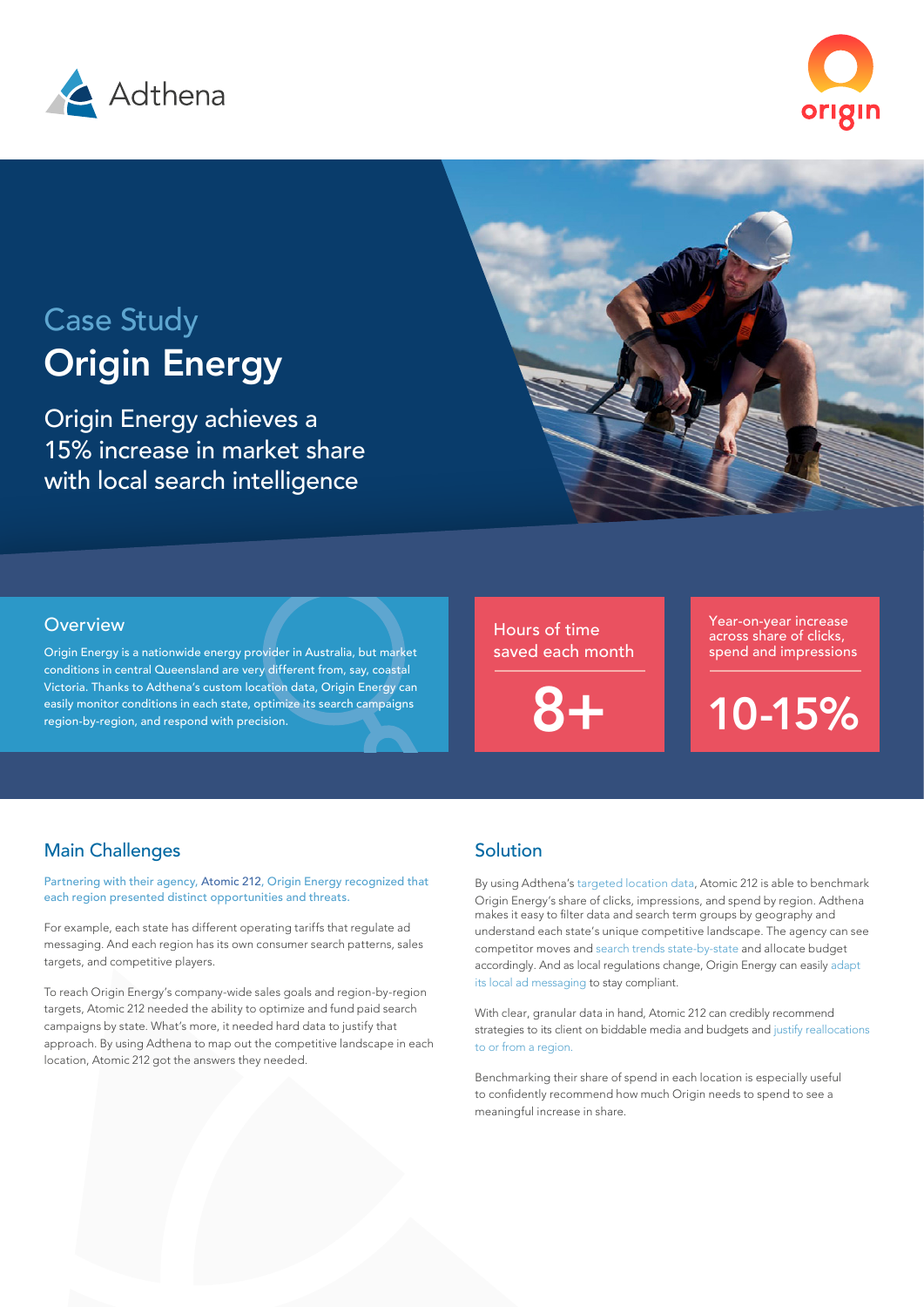Adthena

origin

Case Study

# Origin Energy

Origin Energy achieves a 15% increase in market share with local search intelligence

## Overview

Origin Energy is a nationwide energy provider in Australia, but market conditions in central Queensland are very different from, say, coastal Victoria. Thanks to Adthena's custom location data, Origin Energy can easily monitor conditions in each state, optimize its search campaigns region-by-region, and respond with precision.

Hours of time saved each month

**8+**

Year-on-year increase across share of clicks, spend and impressions

**10-15%**

## Main Challenges

Partnering with their agency, Atomic 212, Origin Energy recognized that each region presented distinct opportunities and threats.

For example, each state has different operating tariffs that regulate ad messaging. And each region has its own consumer search patterns, sales targets, and competitive players.

To reach Origin Energy's company-wide sales goals and region-by-region targets, Atomic 212 needed the ability to optimize and fund paid search campaigns by state. What's more, it needed hard data to justify that approach. By using Adthena to map out the competitive landscape in each location, Atomic 212 got the answers they needed.

## Solution

By using Adthena's targeted location data, Atomic 212 is able to benchmark Origin Energy's share of clicks, impressions, and spend by region. Adthena makes it easy to filter data and search term groups by geography and understand each state's unique competitive landscape. The agency can see competitor moves and search trends state-by-state and allocate budget accordingly. And as local regulations change, Origin Energy can easily adapt its local ad messaging to stay compliant.

With clear, granular data in hand, Atomic 212 can credibly recommend strategies to its client on biddable media and budgets and justify reallocations to or from a region.

Benchmarking their share of spend in each location is especially useful to confidently recommend how much Origin needs to spend to see a meaningful increase in share.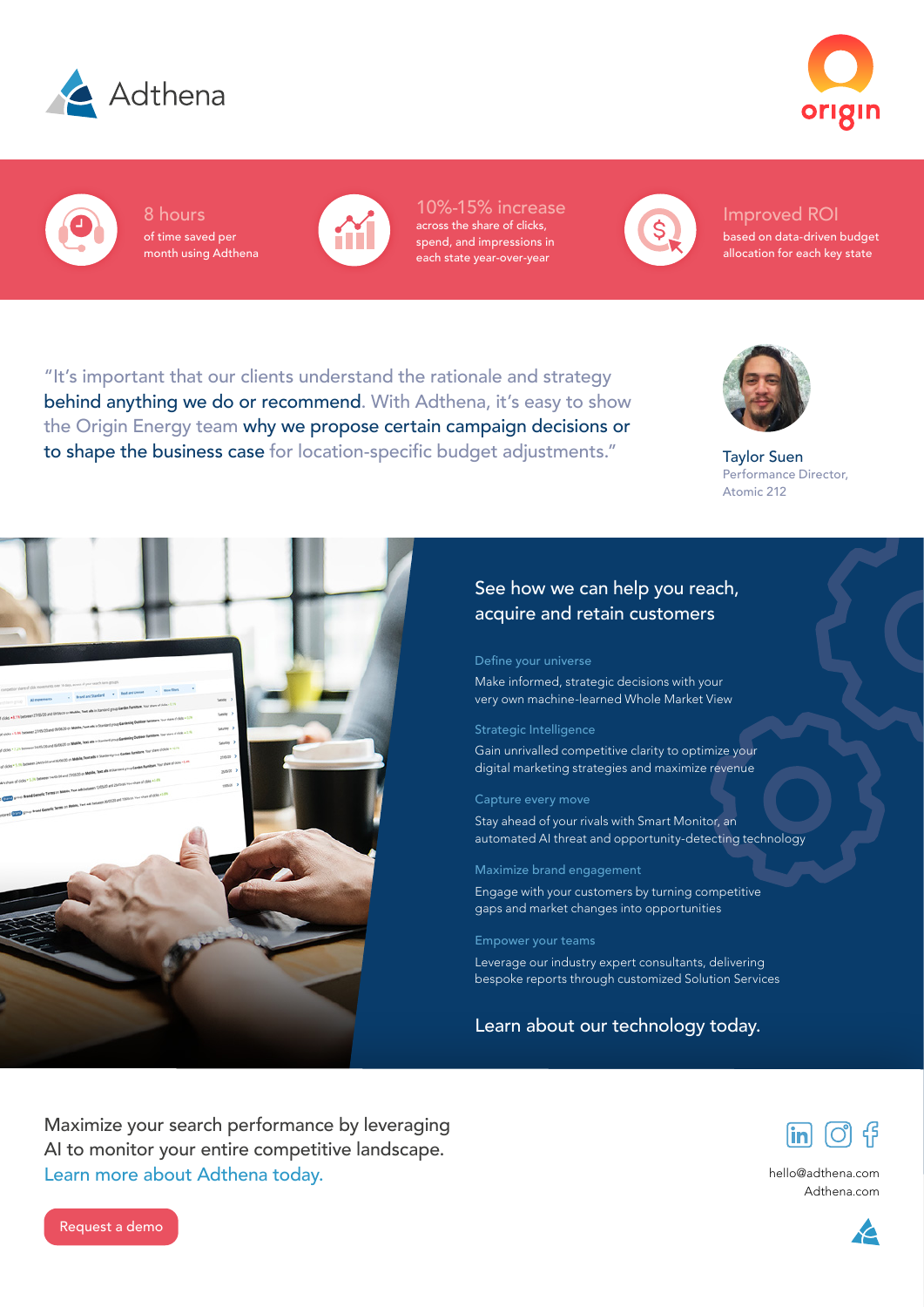Adthena

origin

**8 hours**
of time saved per month using Adthena

**10%-15% increase**
across the share of clicks, spend, and impressions in each state year-over-year

**Improved ROI**
based on data-driven budget allocation for each key state

"It's important that our clients understand the rationale and strategy **behind anything we do or recommend**. With Adthena, it's easy to show the Origin Energy team **why we propose certain campaign decisions or to shape the business case** for location-specific budget adjustments."

**Taylor Suen**
Performance Director,
Atomic 212

## See how we can help you reach, acquire and retain customers

**Define your universe**
Make informed, strategic decisions with your very own machine-learned Whole Market View

**Strategic Intelligence**
Gain unrivalled competitive clarity to optimize your digital marketing strategies and maximize revenue

**Capture every move**
Stay ahead of your rivals with Smart Monitor, an automated AI threat and opportunity-detecting technology

**Maximize brand engagement**
Engage with your customers by turning competitive gaps and market changes into opportunities

**Empower your teams**
Leverage our industry expert consultants, delivering bespoke reports through customized Solution Services

Learn about our technology today.

Maximize your search performance by leveraging AI to monitor your entire competitive landscape.
Learn more about Adthena today.

Request a demo

hello@adthena.com
Adthena.com